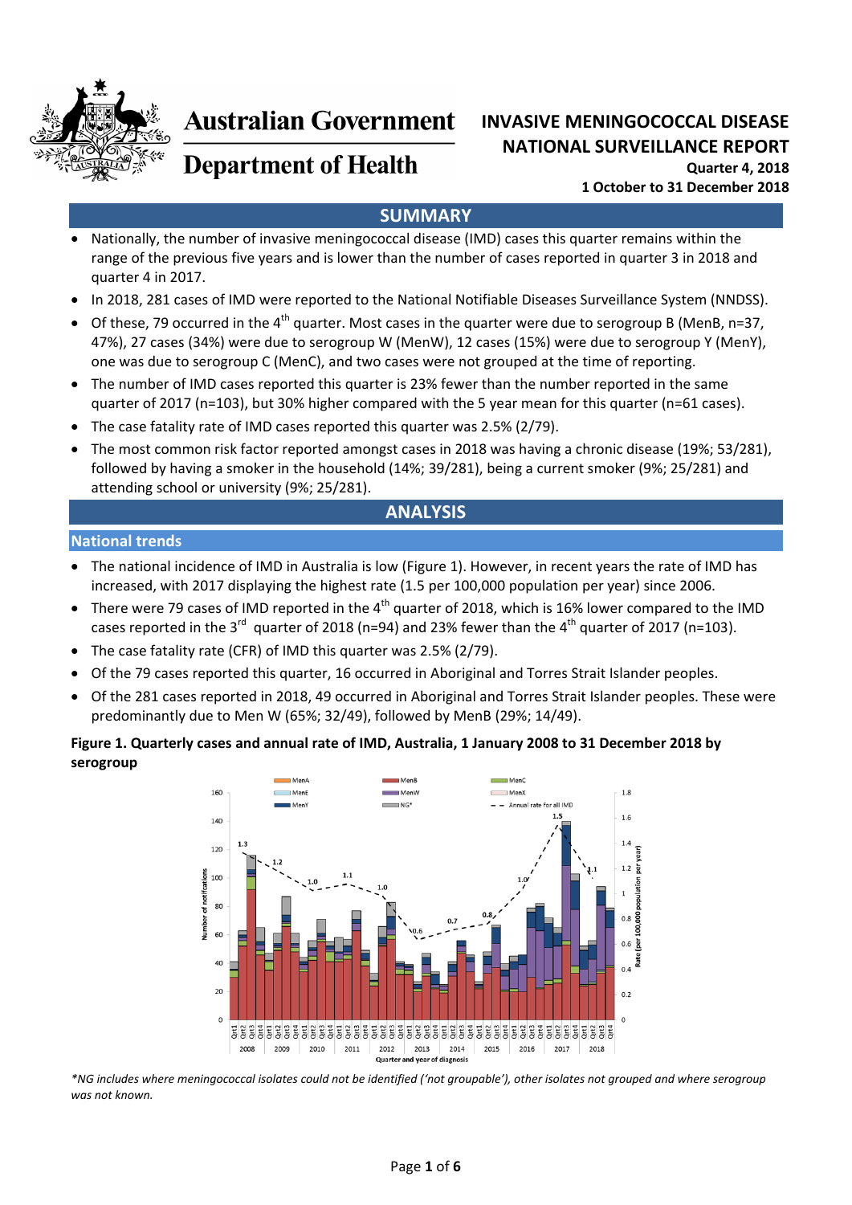**Australian Government**

**Department of Health**

# INVASIVE MENINGOCOCCAL DISEASE NATIONAL SURVEILLANCE REPORT

**Quarter 4, 2018**

**1 October to 31 December 2018**

## SUMMARY

- Nationally, the number of invasive meningococcal disease (IMD) cases this quarter remains within the range of the previous five years and is lower than the number of cases reported in quarter 3 in 2018 and quarter 4 in 2017.
- In 2018, 281 cases of IMD were reported to the National Notifiable Diseases Surveillance System (NNDSS).
- Of these, 79 occurred in the 4th quarter. Most cases in the quarter were due to serogroup B (MenB, n=37, 47%), 27 cases (34%) were due to serogroup W (MenW), 12 cases (15%) were due to serogroup Y (MenY), one was due to serogroup C (MenC), and two cases were not grouped at the time of reporting.
- The number of IMD cases reported this quarter is 23% fewer than the number reported in the same quarter of 2017 (n=103), but 30% higher compared with the 5 year mean for this quarter (n=61 cases).
- The case fatality rate of IMD cases reported this quarter was 2.5% (2/79).
- The most common risk factor reported amongst cases in 2018 was having a chronic disease (19%; 53/281), followed by having a smoker in the household (14%; 39/281), being a current smoker (9%; 25/281) and attending school or university (9%; 25/281).

## ANALYSIS

### National trends

- The national incidence of IMD in Australia is low (Figure 1). However, in recent years the rate of IMD has increased, with 2017 displaying the highest rate (1.5 per 100,000 population per year) since 2006.
- There were 79 cases of IMD reported in the 4th quarter of 2018, which is 16% lower compared to the IMD cases reported in the 3rd quarter of 2018 (n=94) and 23% fewer than the 4th quarter of 2017 (n=103).
- The case fatality rate (CFR) of IMD this quarter was 2.5% (2/79).
- Of the 79 cases reported this quarter, 16 occurred in Aboriginal and Torres Strait Islander peoples.
- Of the 281 cases reported in 2018, 49 occurred in Aboriginal and Torres Strait Islander peoples. These were predominantly due to Men W (65%; 32/49), followed by MenB (29%; 14/49).

**Figure 1. Quarterly cases and annual rate of IMD, Australia, 1 January 2008 to 31 December 2018 by serogroup**

*NG includes where meningococcal isolates could not be identified ('not groupable'), other isolates not grouped and where serogroup was not known.*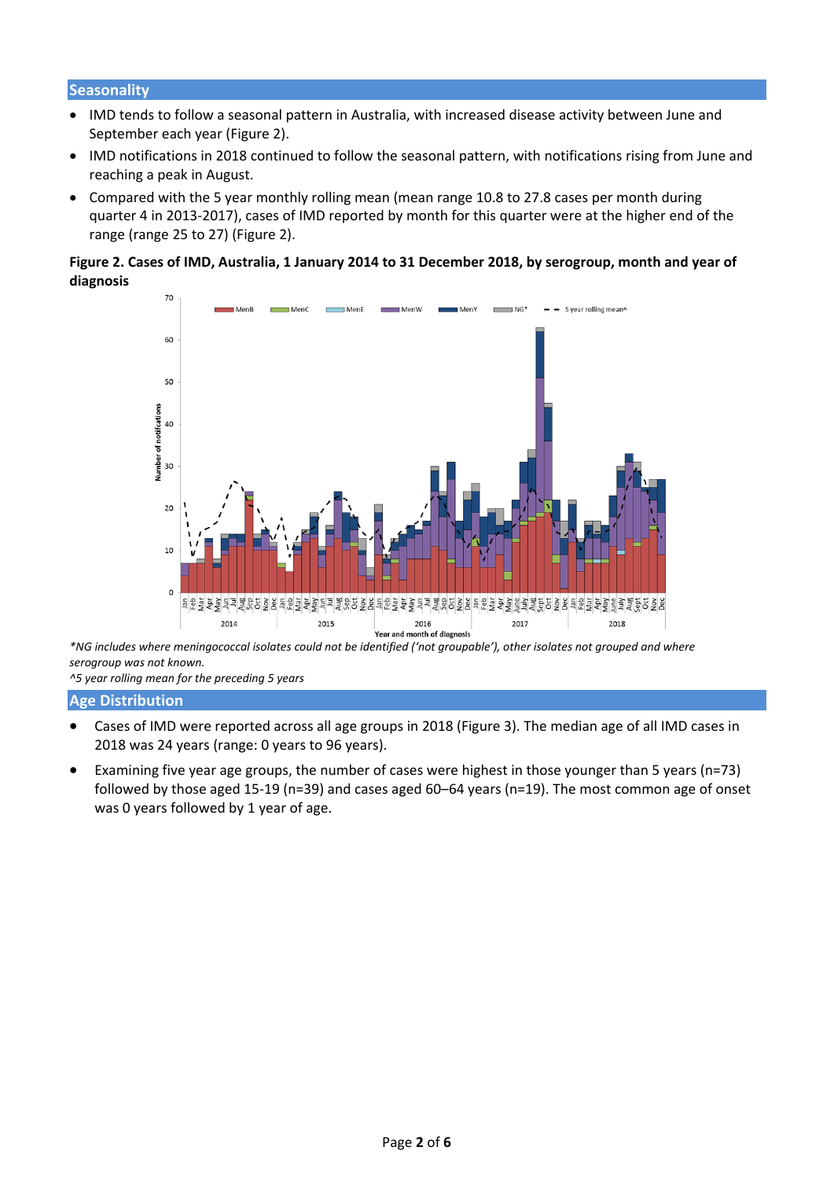## Seasonality

- IMD tends to follow a seasonal pattern in Australia, with increased disease activity between June and September each year (Figure 2).
- IMD notifications in 2018 continued to follow the seasonal pattern, with notifications rising from June and reaching a peak in August.
- Compared with the 5 year monthly rolling mean (mean range 10.8 to 27.8 cases per month during quarter 4 in 2013-2017), cases of IMD reported by month for this quarter were at the higher end of the range (range 25 to 27) (Figure 2).

**Figure 2. Cases of IMD, Australia, 1 January 2014 to 31 December 2018, by serogroup, month and year of diagnosis**

*NG includes where meningococcal isolates could not be identified ('not groupable'), other isolates not grouped and where serogroup was not known.*

*^5 year rolling mean for the preceding 5 years*

## Age Distribution

- Cases of IMD were reported across all age groups in 2018 (Figure 3). The median age of all IMD cases in 2018 was 24 years (range: 0 years to 96 years).
- Examining five year age groups, the number of cases were highest in those younger than 5 years (n=73) followed by those aged 15-19 (n=39) and cases aged 60–64 years (n=19). The most common age of onset was 0 years followed by 1 year of age.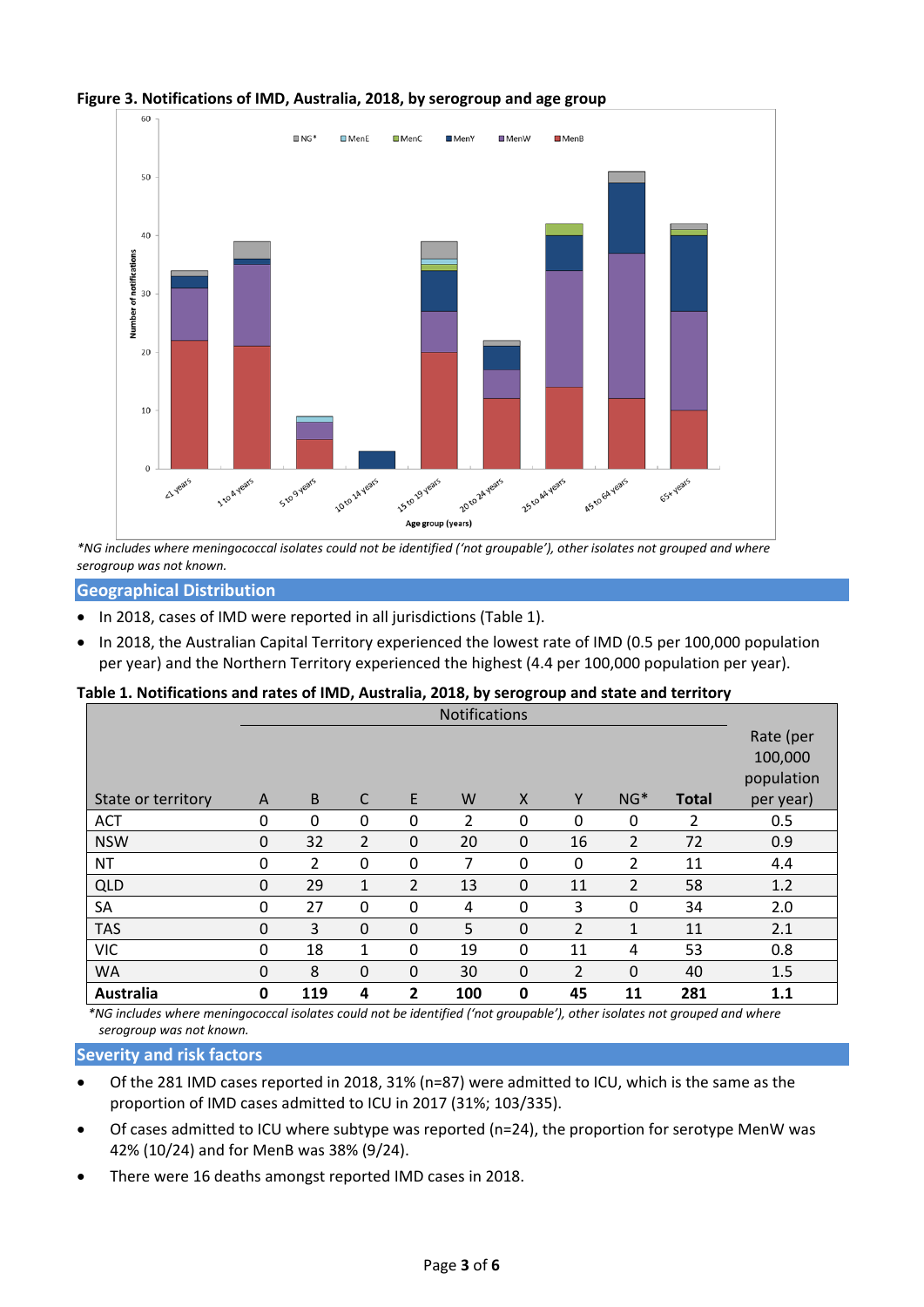**Figure 3. Notifications of IMD, Australia, 2018, by serogroup and age group**

*NG includes where meningococcal isolates could not be identified ('not groupable'), other isolates not grouped and where serogroup was not known.

## Geographical Distribution

- In 2018, cases of IMD were reported in all jurisdictions (Table 1).
- In 2018, the Australian Capital Territory experienced the lowest rate of IMD (0.5 per 100,000 population per year) and the Northern Territory experienced the highest (4.4 per 100,000 population per year).

**Table 1. Notifications and rates of IMD, Australia, 2018, by serogroup and state and territory**

| | Notifications | | | | | | | | | Rate (per 100,000 population per year) |
|---|---|---|---|---|---|---|---|---|---|---|
| State or territory | A | B | C | E | W | X | Y | NG* | **Total** | |
| ACT | 0 | 0 | 0 | 0 | 2 | 0 | 0 | 0 | 2 | 0.5 |
| NSW | 0 | 32 | 2 | 0 | 20 | 0 | 16 | 2 | 72 | 0.9 |
| NT | 0 | 2 | 0 | 0 | 7 | 0 | 0 | 2 | 11 | 4.4 |
| QLD | 0 | 29 | 1 | 2 | 13 | 0 | 11 | 2 | 58 | 1.2 |
| SA | 0 | 27 | 0 | 0 | 4 | 0 | 3 | 0 | 34 | 2.0 |
| TAS | 0 | 3 | 0 | 0 | 5 | 0 | 2 | 1 | 11 | 2.1 |
| VIC | 0 | 18 | 1 | 0 | 19 | 0 | 11 | 4 | 53 | 0.8 |
| WA | 0 | 8 | 0 | 0 | 30 | 0 | 2 | 0 | 40 | 1.5 |
| **Australia** | **0** | **119** | **4** | **2** | **100** | **0** | **45** | **11** | **281** | **1.1** |

*NG includes where meningococcal isolates could not be identified ('not groupable'), other isolates not grouped and where serogroup was not known.

## Severity and risk factors

- Of the 281 IMD cases reported in 2018, 31% (n=87) were admitted to ICU, which is the same as the proportion of IMD cases admitted to ICU in 2017 (31%; 103/335).
- Of cases admitted to ICU where subtype was reported (n=24), the proportion for serotype MenW was 42% (10/24) and for MenB was 38% (9/24).
- There were 16 deaths amongst reported IMD cases in 2018.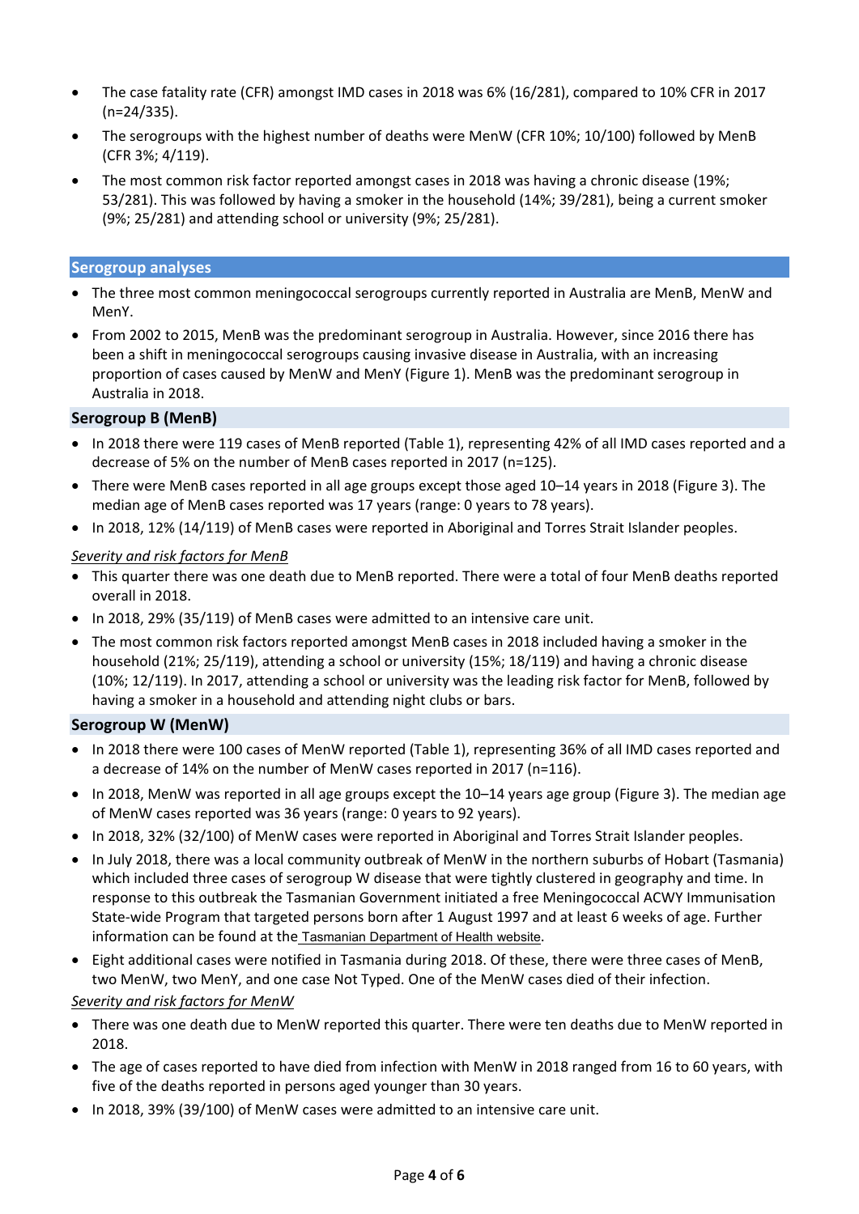- The case fatality rate (CFR) amongst IMD cases in 2018 was 6% (16/281), compared to 10% CFR in 2017 (n=24/335).
- The serogroups with the highest number of deaths were MenW (CFR 10%; 10/100) followed by MenB (CFR 3%; 4/119).
- The most common risk factor reported amongst cases in 2018 was having a chronic disease (19%; 53/281). This was followed by having a smoker in the household (14%; 39/281), being a current smoker (9%; 25/281) and attending school or university (9%; 25/281).

## Serogroup analyses

- The three most common meningococcal serogroups currently reported in Australia are MenB, MenW and MenY.
- From 2002 to 2015, MenB was the predominant serogroup in Australia. However, since 2016 there has been a shift in meningococcal serogroups causing invasive disease in Australia, with an increasing proportion of cases caused by MenW and MenY (Figure 1). MenB was the predominant serogroup in Australia in 2018.

### Serogroup B (MenB)

- In 2018 there were 119 cases of MenB reported (Table 1), representing 42% of all IMD cases reported and a decrease of 5% on the number of MenB cases reported in 2017 (n=125).
- There were MenB cases reported in all age groups except those aged 10–14 years in 2018 (Figure 3). The median age of MenB cases reported was 17 years (range: 0 years to 78 years).
- In 2018, 12% (14/119) of MenB cases were reported in Aboriginal and Torres Strait Islander peoples.

*Severity and risk factors for MenB*

- This quarter there was one death due to MenB reported. There were a total of four MenB deaths reported overall in 2018.
- In 2018, 29% (35/119) of MenB cases were admitted to an intensive care unit.
- The most common risk factors reported amongst MenB cases in 2018 included having a smoker in the household (21%; 25/119), attending a school or university (15%; 18/119) and having a chronic disease (10%; 12/119). In 2017, attending a school or university was the leading risk factor for MenB, followed by having a smoker in a household and attending night clubs or bars.

### Serogroup W (MenW)

- In 2018 there were 100 cases of MenW reported (Table 1), representing 36% of all IMD cases reported and a decrease of 14% on the number of MenW cases reported in 2017 (n=116).
- In 2018, MenW was reported in all age groups except the 10–14 years age group (Figure 3). The median age of MenW cases reported was 36 years (range: 0 years to 92 years).
- In 2018, 32% (32/100) of MenW cases were reported in Aboriginal and Torres Strait Islander peoples.
- In July 2018, there was a local community outbreak of MenW in the northern suburbs of Hobart (Tasmania) which included three cases of serogroup W disease that were tightly clustered in geography and time. In response to this outbreak the Tasmanian Government initiated a free Meningococcal ACWY Immunisation State-wide Program that targeted persons born after 1 August 1997 and at least 6 weeks of age. Further information can be found at the Tasmanian Department of Health website.
- Eight additional cases were notified in Tasmania during 2018. Of these, there were three cases of MenB, two MenW, two MenY, and one case Not Typed. One of the MenW cases died of their infection.

*Severity and risk factors for MenW*

- There was one death due to MenW reported this quarter. There were ten deaths due to MenW reported in 2018.
- The age of cases reported to have died from infection with MenW in 2018 ranged from 16 to 60 years, with five of the deaths reported in persons aged younger than 30 years.
- In 2018, 39% (39/100) of MenW cases were admitted to an intensive care unit.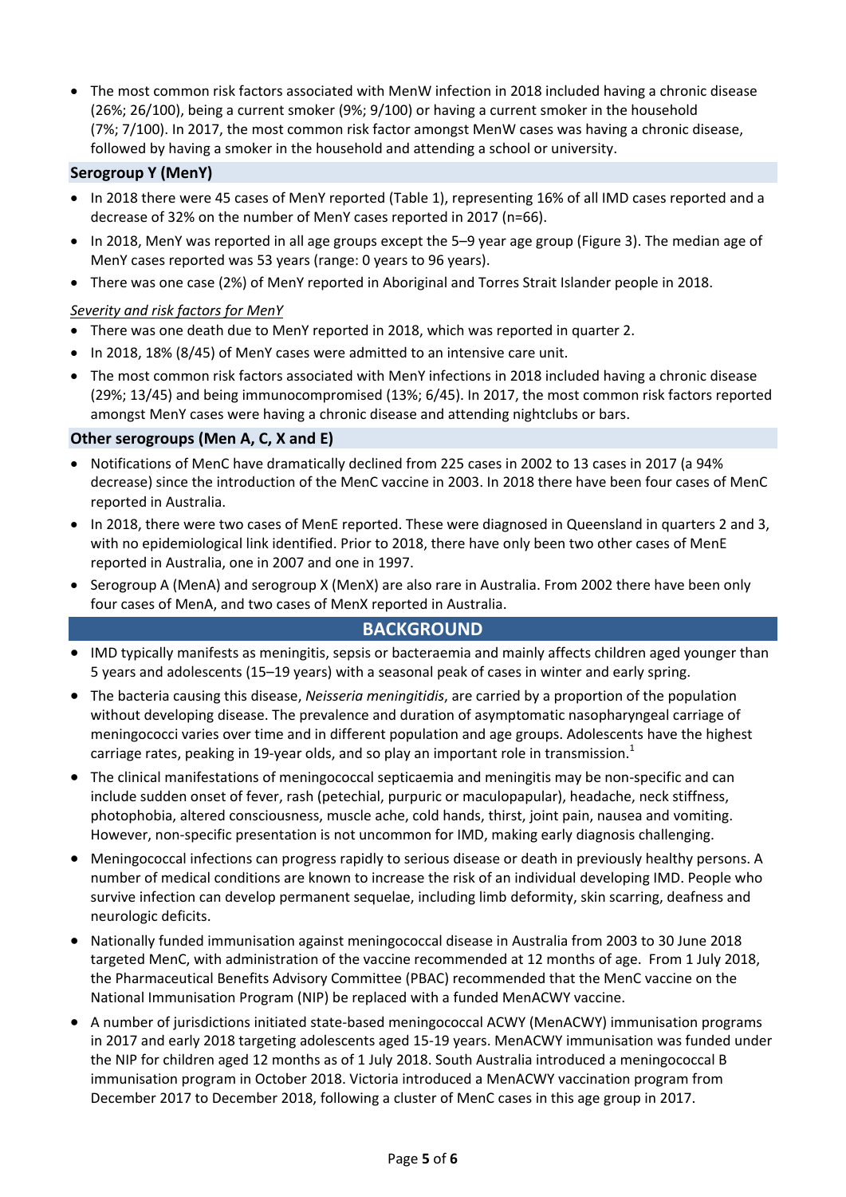- The most common risk factors associated with MenW infection in 2018 included having a chronic disease (26%; 26/100), being a current smoker (9%; 9/100) or having a current smoker in the household (7%; 7/100). In 2017, the most common risk factor amongst MenW cases was having a chronic disease, followed by having a smoker in the household and attending a school or university.

### Serogroup Y (MenY)

- In 2018 there were 45 cases of MenY reported (Table 1), representing 16% of all IMD cases reported and a decrease of 32% on the number of MenY cases reported in 2017 (n=66).
- In 2018, MenY was reported in all age groups except the 5–9 year age group (Figure 3). The median age of MenY cases reported was 53 years (range: 0 years to 96 years).
- There was one case (2%) of MenY reported in Aboriginal and Torres Strait Islander people in 2018.

*Severity and risk factors for MenY*

- There was one death due to MenY reported in 2018, which was reported in quarter 2.
- In 2018, 18% (8/45) of MenY cases were admitted to an intensive care unit.
- The most common risk factors associated with MenY infections in 2018 included having a chronic disease (29%; 13/45) and being immunocompromised (13%; 6/45). In 2017, the most common risk factors reported amongst MenY cases were having a chronic disease and attending nightclubs or bars.

### Other serogroups (Men A, C, X and E)

- Notifications of MenC have dramatically declined from 225 cases in 2002 to 13 cases in 2017 (a 94% decrease) since the introduction of the MenC vaccine in 2003. In 2018 there have been four cases of MenC reported in Australia.
- In 2018, there were two cases of MenE reported. These were diagnosed in Queensland in quarters 2 and 3, with no epidemiological link identified. Prior to 2018, there have only been two other cases of MenE reported in Australia, one in 2007 and one in 1997.
- Serogroup A (MenA) and serogroup X (MenX) are also rare in Australia. From 2002 there have been only four cases of MenA, and two cases of MenX reported in Australia.

## BACKGROUND

- IMD typically manifests as meningitis, sepsis or bacteraemia and mainly affects children aged younger than 5 years and adolescents (15–19 years) with a seasonal peak of cases in winter and early spring.
- The bacteria causing this disease, *Neisseria meningitidis*, are carried by a proportion of the population without developing disease. The prevalence and duration of asymptomatic nasopharyngeal carriage of meningococci varies over time and in different population and age groups. Adolescents have the highest carriage rates, peaking in 19-year olds, and so play an important role in transmission.[1]
- The clinical manifestations of meningococcal septicaemia and meningitis may be non-specific and can include sudden onset of fever, rash (petechial, purpuric or maculopapular), headache, neck stiffness, photophobia, altered consciousness, muscle ache, cold hands, thirst, joint pain, nausea and vomiting. However, non-specific presentation is not uncommon for IMD, making early diagnosis challenging.
- Meningococcal infections can progress rapidly to serious disease or death in previously healthy persons. A number of medical conditions are known to increase the risk of an individual developing IMD. People who survive infection can develop permanent sequelae, including limb deformity, skin scarring, deafness and neurologic deficits.
- Nationally funded immunisation against meningococcal disease in Australia from 2003 to 30 June 2018 targeted MenC, with administration of the vaccine recommended at 12 months of age. From 1 July 2018, the Pharmaceutical Benefits Advisory Committee (PBAC) recommended that the MenC vaccine on the National Immunisation Program (NIP) be replaced with a funded MenACWY vaccine.
- A number of jurisdictions initiated state-based meningococcal ACWY (MenACWY) immunisation programs in 2017 and early 2018 targeting adolescents aged 15-19 years. MenACWY immunisation was funded under the NIP for children aged 12 months as of 1 July 2018. South Australia introduced a meningococcal B immunisation program in October 2018. Victoria introduced a MenACWY vaccination program from December 2017 to December 2018, following a cluster of MenC cases in this age group in 2017.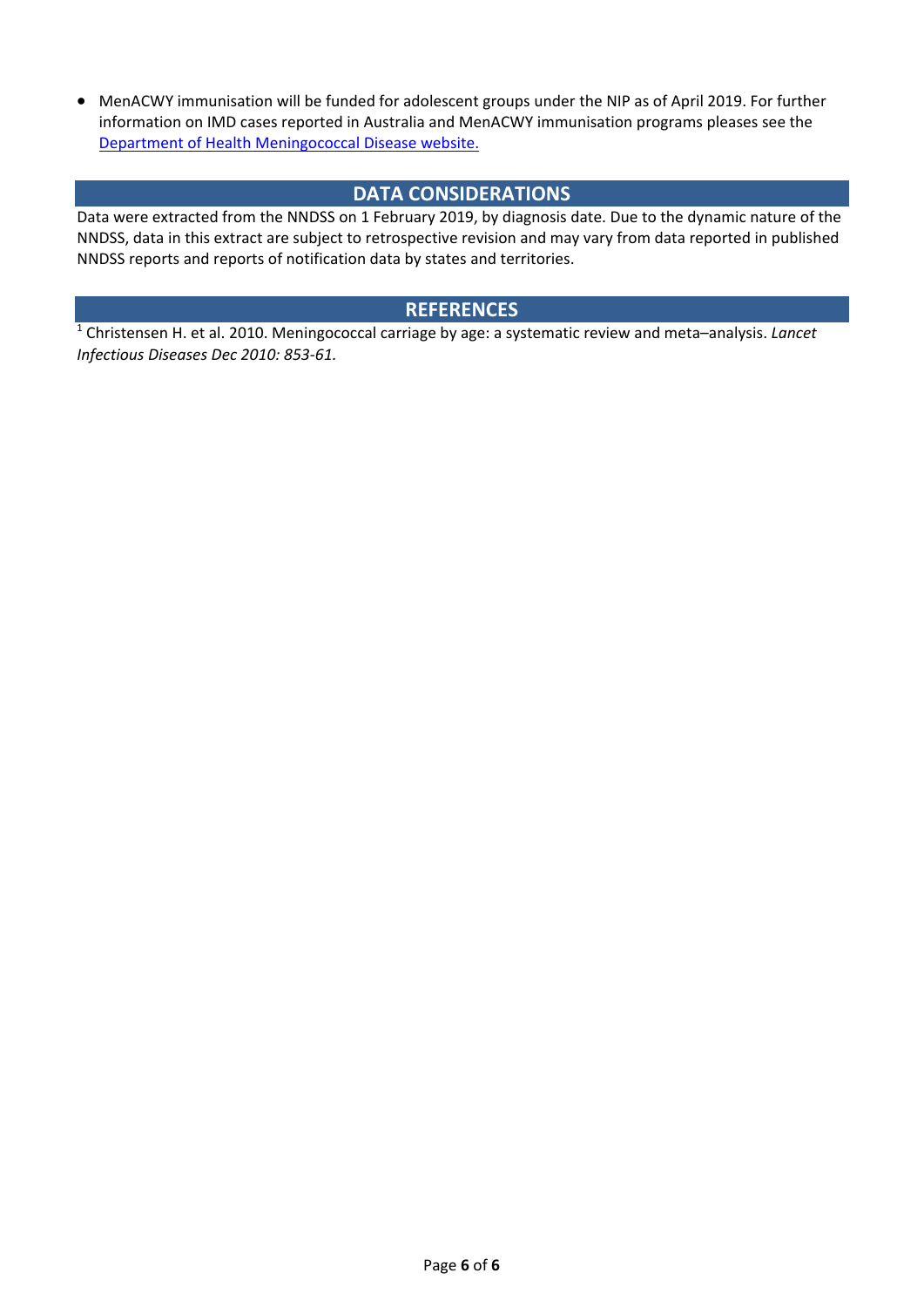- MenACWY immunisation will be funded for adolescent groups under the NIP as of April 2019. For further information on IMD cases reported in Australia and MenACWY immunisation programs pleases see the [Department of Health Meningococcal Disease website.]()

## DATA CONSIDERATIONS

Data were extracted from the NNDSS on 1 February 2019, by diagnosis date. Due to the dynamic nature of the NNDSS, data in this extract are subject to retrospective revision and may vary from data reported in published NNDSS reports and reports of notification data by states and territories.

## REFERENCES

[1] Christensen H. et al. 2010. Meningococcal carriage by age: a systematic review and meta–analysis. *Lancet Infectious Diseases Dec 2010: 853-61.*